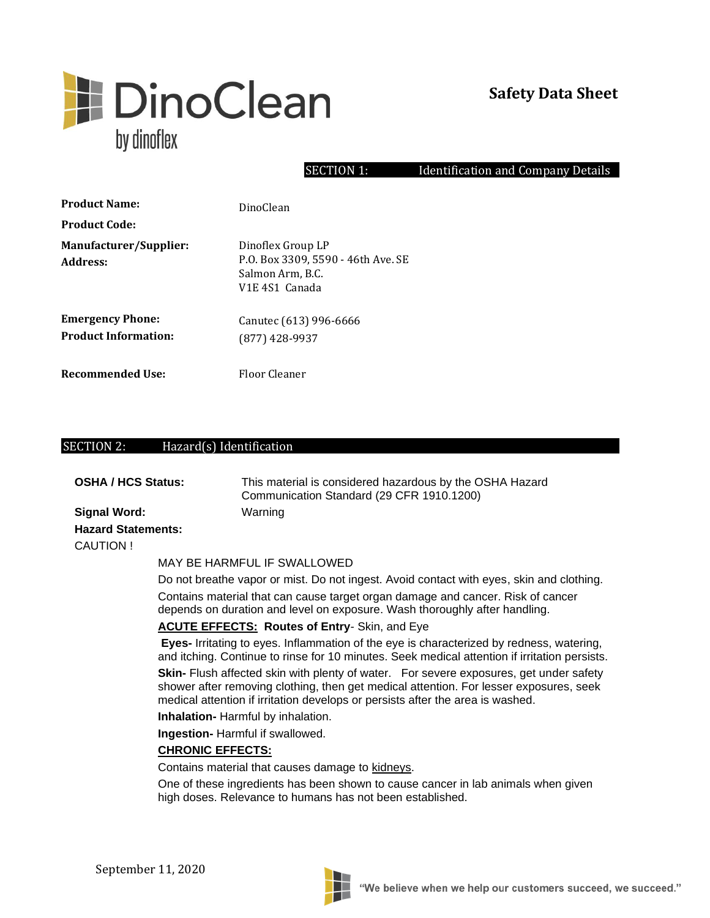# DinoClean

by dinoflex

## Safety Data Sheet

## SECTION 1: Identification and Company Details

**Product Name:** DinoClean

**Product Code:**

**Manufacturer/Supplier:**
**Address:**
Dinoflex Group LP
P.O. Box 3309, 5590 - 46th Ave. SE
Salmon Arm, B.C.
V1E 4S1 Canada

**Emergency Phone:** Canutec (613) 996-6666

**Product Information:** (877) 428-9937

**Recommended Use:** Floor Cleaner

## SECTION 2: Hazard(s) Identification

**OSHA / HCS Status:** This material is considered hazardous by the OSHA Hazard Communication Standard (29 CFR 1910.1200)

**Signal Word:** Warning

**Hazard Statements:**

CAUTION !

MAY BE HARMFUL IF SWALLOWED

Do not breathe vapor or mist. Do not ingest. Avoid contact with eyes, skin and clothing.

Contains material that can cause target organ damage and cancer. Risk of cancer depends on duration and level on exposure. Wash thoroughly after handling.

**ACUTE EFFECTS: Routes of Entry**- Skin, and Eye

**Eyes-** Irritating to eyes. Inflammation of the eye is characterized by redness, watering, and itching. Continue to rinse for 10 minutes. Seek medical attention if irritation persists.

**Skin-** Flush affected skin with plenty of water. For severe exposures, get under safety shower after removing clothing, then get medical attention. For lesser exposures, seek medical attention if irritation develops or persists after the area is washed.

**Inhalation-** Harmful by inhalation.

**Ingestion-** Harmful if swallowed.

**CHRONIC EFFECTS:**

Contains material that causes damage to kidneys.

One of these ingredients has been shown to cause cancer in lab animals when given high doses. Relevance to humans has not been established.

September 11, 2020

"We believe when we help our customers succeed, we succeed."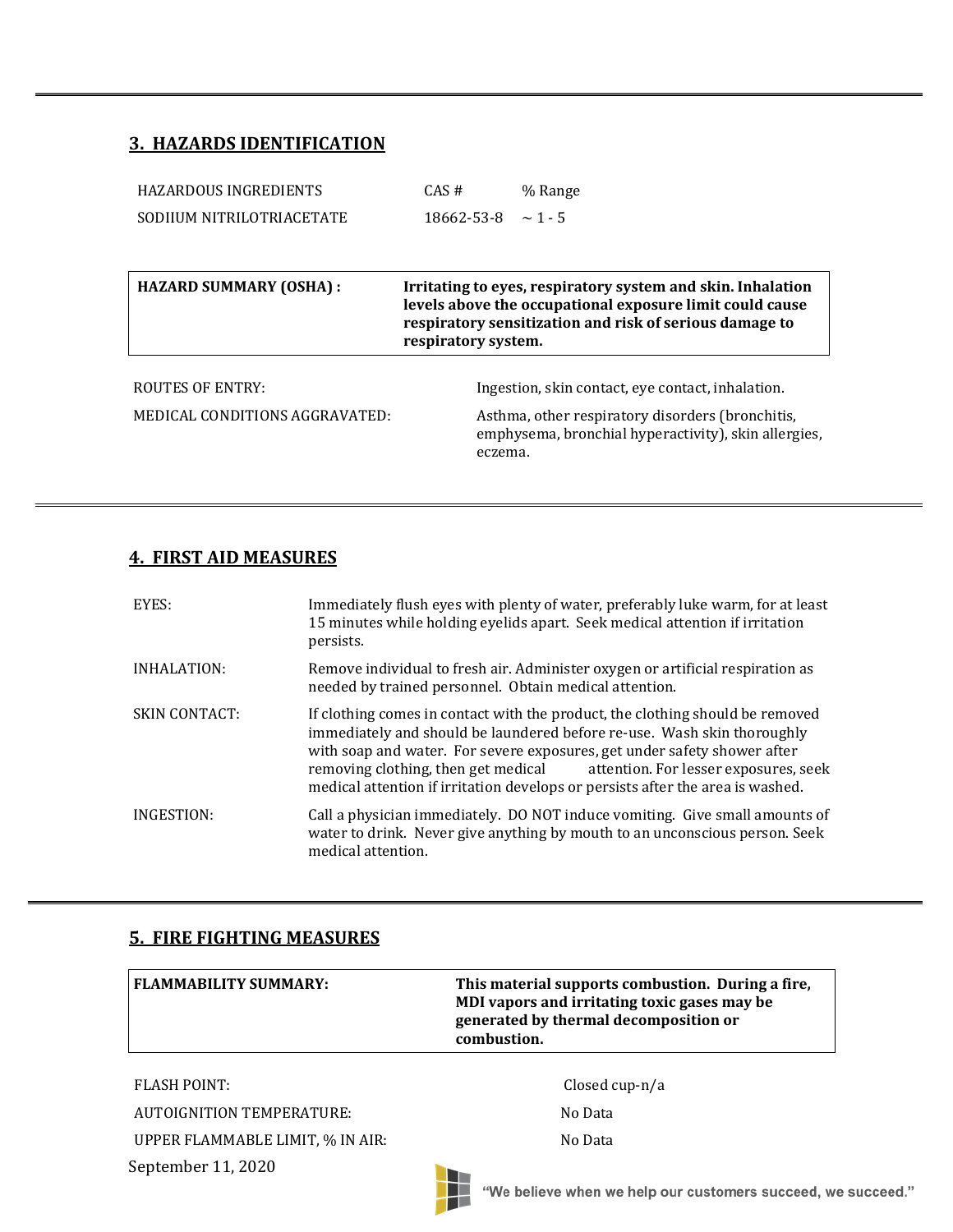## 3. HAZARDS IDENTIFICATION

| HAZARDOUS INGREDIENTS | CAS # | % Range |
| --- | --- | --- |
| SODIIUM NITRILOTRIACETATE | 18662-53-8 | ~ 1 - 5 |

| HAZARD SUMMARY (OSHA) : | Irritating to eyes, respiratory system and skin. Inhalation levels above the occupational exposure limit could cause respiratory sensitization and risk of serious damage to respiratory system. |
| --- | --- |

ROUTES OF ENTRY: Ingestion, skin contact, eye contact, inhalation.

MEDICAL CONDITIONS AGGRAVATED: Asthma, other respiratory disorders (bronchitis, emphysema, bronchial hyperactivity), skin allergies, eczema.

## 4. FIRST AID MEASURES

EYES: Immediately flush eyes with plenty of water, preferably luke warm, for at least 15 minutes while holding eyelids apart. Seek medical attention if irritation persists.

INHALATION: Remove individual to fresh air. Administer oxygen or artificial respiration as needed by trained personnel. Obtain medical attention.

SKIN CONTACT: If clothing comes in contact with the product, the clothing should be removed immediately and should be laundered before re-use. Wash skin thoroughly with soap and water. For severe exposures, get under safety shower after removing clothing, then get medical attention. For lesser exposures, seek medical attention if irritation develops or persists after the area is washed.

INGESTION: Call a physician immediately. DO NOT induce vomiting. Give small amounts of water to drink. Never give anything by mouth to an unconscious person. Seek medical attention.

## 5. FIRE FIGHTING MEASURES

| FLAMMABILITY SUMMARY: | This material supports combustion. During a fire, MDI vapors and irritating toxic gases may be generated by thermal decomposition or combustion. |
| --- | --- |

FLASH POINT: Closed cup-n/a

AUTOIGNITION TEMPERATURE: No Data

UPPER FLAMMABLE LIMIT, % IN AIR: No Data

September 11, 2020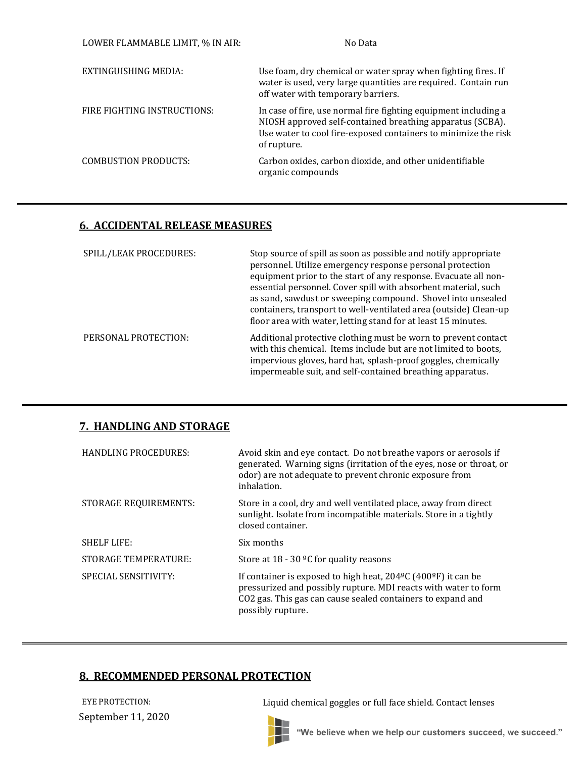| | |
|---|---|
| LOWER FLAMMABLE LIMIT, % IN AIR: | No Data |
| EXTINGUISHING MEDIA: | Use foam, dry chemical or water spray when fighting fires. If water is used, very large quantities are required. Contain run off water with temporary barriers. |
| FIRE FIGHTING INSTRUCTIONS: | In case of fire, use normal fire fighting equipment including a NIOSH approved self-contained breathing apparatus (SCBA). Use water to cool fire-exposed containers to minimize the risk of rupture. |
| COMBUSTION PRODUCTS: | Carbon oxides, carbon dioxide, and other unidentifiable organic compounds |

## 6. ACCIDENTAL RELEASE MEASURES

| | |
|---|---|
| SPILL/LEAK PROCEDURES: | Stop source of spill as soon as possible and notify appropriate personnel. Utilize emergency response personal protection equipment prior to the start of any response. Evacuate all non-essential personnel. Cover spill with absorbent material, such as sand, sawdust or sweeping compound. Shovel into unsealed containers, transport to well-ventilated area (outside) Clean-up floor area with water, letting stand for at least 15 minutes. |
| PERSONAL PROTECTION: | Additional protective clothing must be worn to prevent contact with this chemical. Items include but are not limited to boots, impervious gloves, hard hat, splash-proof goggles, chemically impermeable suit, and self-contained breathing apparatus. |

## 7. HANDLING AND STORAGE

| | |
|---|---|
| HANDLING PROCEDURES: | Avoid skin and eye contact. Do not breathe vapors or aerosols if generated. Warning signs (irritation of the eyes, nose or throat, or odor) are not adequate to prevent chronic exposure from inhalation. |
| STORAGE REQUIREMENTS: | Store in a cool, dry and well ventilated place, away from direct sunlight. Isolate from incompatible materials. Store in a tightly closed container. |
| SHELF LIFE: | Six months |
| STORAGE TEMPERATURE: | Store at 18 - 30 ºC for quality reasons |
| SPECIAL SENSITIVITY: | If container is exposed to high heat, 204ºC (400ºF) it can be pressurized and possibly rupture. MDI reacts with water to form $CO_2$ gas. This gas can cause sealed containers to expand and possibly rupture. |

## 8. RECOMMENDED PERSONAL PROTECTION

| | |
|---|---|
| EYE PROTECTION: | Liquid chemical goggles or full face shield. Contact lenses |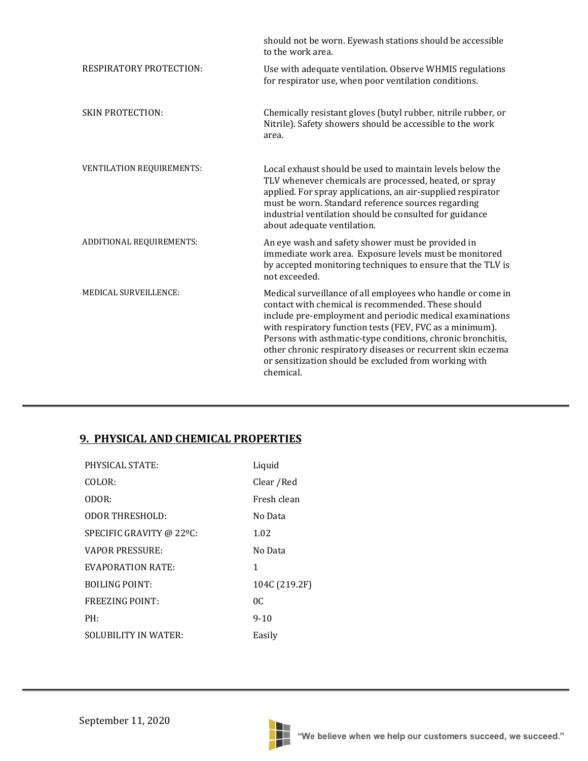| | |
|---|---|
| | should not be worn. Eyewash stations should be accessible to the work area. |
| RESPIRATORY PROTECTION: | Use with adequate ventilation. Observe WHMIS regulations for respirator use, when poor ventilation conditions. |
| SKIN PROTECTION: | Chemically resistant gloves (butyl rubber, nitrile rubber, or Nitrile). Safety showers should be accessible to the work area. |
| VENTILATION REQUIREMENTS: | Local exhaust should be used to maintain levels below the TLV whenever chemicals are processed, heated, or spray applied. For spray applications, an air-supplied respirator must be worn. Standard reference sources regarding industrial ventilation should be consulted for guidance about adequate ventilation. |
| ADDITIONAL REQUIREMENTS: | An eye wash and safety shower must be provided in immediate work area. Exposure levels must be monitored by accepted monitoring techniques to ensure that the TLV is not exceeded. |
| MEDICAL SURVEILLENCE: | Medical surveillance of all employees who handle or come in contact with chemical is recommended. These should include pre-employment and periodic medical examinations with respiratory function tests (FEV, FVC as a minimum). Persons with asthmatic-type conditions, chronic bronchitis, other chronic respiratory diseases or recurrent skin eczema or sensitization should be excluded from working with chemical. |

## 9. PHYSICAL AND CHEMICAL PROPERTIES

| | |
|---|---|
| PHYSICAL STATE: | Liquid |
| COLOR: | Clear /Red |
| ODOR: | Fresh clean |
| ODOR THRESHOLD: | No Data |
| SPECIFIC GRAVITY @ 22ºC: | 1.02 |
| VAPOR PRESSURE: | No Data |
| EVAPORATION RATE: | 1 |
| BOILING POINT: | 104C (219.2F) |
| FREEZING POINT: | 0C |
| PH: | 9-10 |
| SOLUBILITY IN WATER: | Easily |

September 11, 2020

"We believe when we help our customers succeed, we succeed."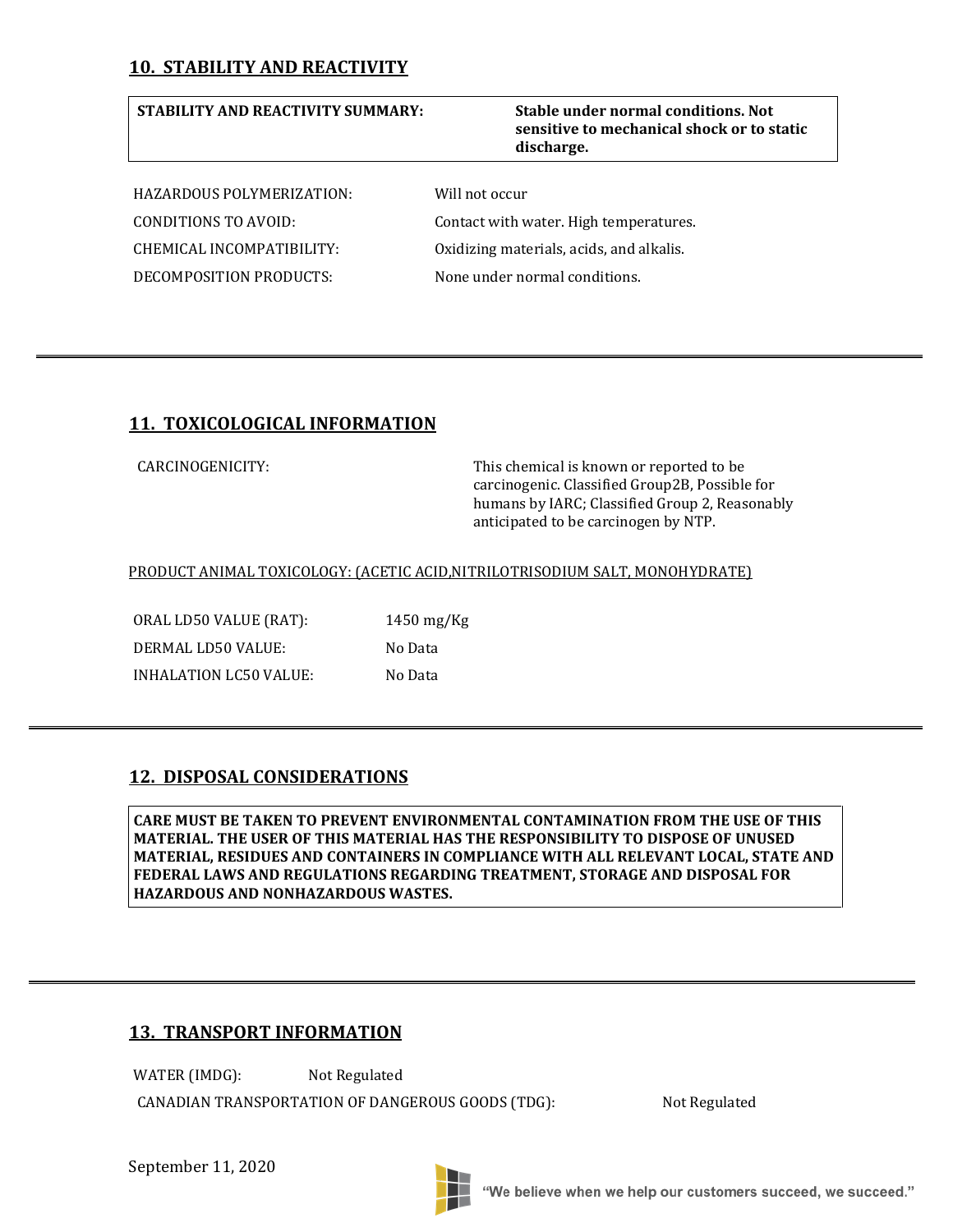## 10. STABILITY AND REACTIVITY

| **STABILITY AND REACTIVITY SUMMARY:** | **Stable under normal conditions. Not sensitive to mechanical shock or to static discharge.** |
|---|---|

| | |
|---|---|
| HAZARDOUS POLYMERIZATION: | Will not occur |
| CONDITIONS TO AVOID: | Contact with water. High temperatures. |
| CHEMICAL INCOMPATIBILITY: | Oxidizing materials, acids, and alkalis. |
| DECOMPOSITION PRODUCTS: | None under normal conditions. |

## 11. TOXICOLOGICAL INFORMATION

| | |
|---|---|
| CARCINOGENICITY: | This chemical is known or reported to be carcinogenic. Classified Group2B, Possible for humans by IARC; Classified Group 2, Reasonably anticipated to be carcinogen by NTP. |

PRODUCT ANIMAL TOXICOLOGY: (ACETIC ACID,NITRILOTRISODIUM SALT, MONOHYDRATE)

| | |
|---|---|
| ORAL LD50 VALUE (RAT): | 1450 mg/Kg |
| DERMAL LD50 VALUE: | No Data |
| INHALATION LC50 VALUE: | No Data |

## 12. DISPOSAL CONSIDERATIONS

**CARE MUST BE TAKEN TO PREVENT ENVIRONMENTAL CONTAMINATION FROM THE USE OF THIS MATERIAL. THE USER OF THIS MATERIAL HAS THE RESPONSIBILITY TO DISPOSE OF UNUSED MATERIAL, RESIDUES AND CONTAINERS IN COMPLIANCE WITH ALL RELEVANT LOCAL, STATE AND FEDERAL LAWS AND REGULATIONS REGARDING TREATMENT, STORAGE AND DISPOSAL FOR HAZARDOUS AND NONHAZARDOUS WASTES.**

## 13. TRANSPORT INFORMATION

| | |
|---|---|
| WATER (IMDG): | Not Regulated |
| CANADIAN TRANSPORTATION OF DANGEROUS GOODS (TDG): | Not Regulated |

September 11, 2020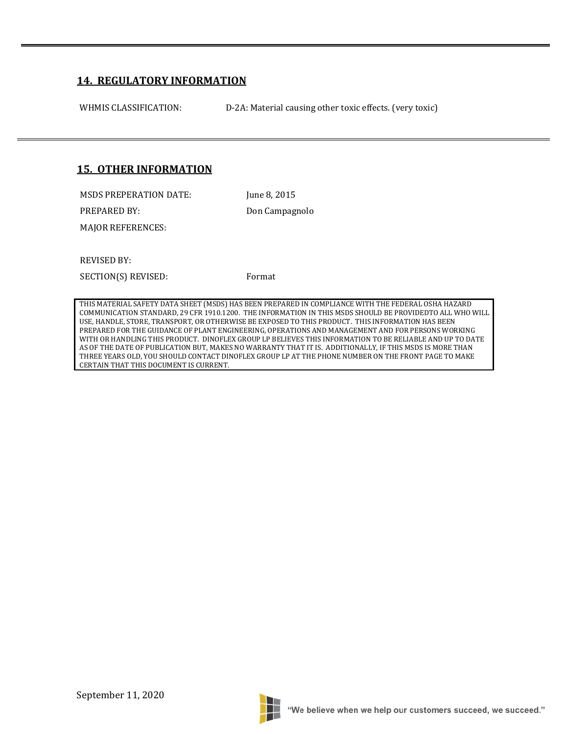## 14. REGULATORY INFORMATION

| | |
|---|---|
| WHMIS CLASSIFICATION: | D-2A: Material causing other toxic effects. (very toxic) |

## 15. OTHER INFORMATION

| | |
|---|---|
| MSDS PREPERATION DATE: | June 8, 2015 |
| PREPARED BY: | Don Campagnolo |
| MAJOR REFERENCES: | |
| REVISED BY: | |
| SECTION(S) REVISED: | Format |

THIS MATERIAL SAFETY DATA SHEET (MSDS) HAS BEEN PREPARED IN COMPLIANCE WITH THE FEDERAL OSHA HAZARD COMMUNICATION STANDARD, 29 CFR 1910.1200. THE INFORMATION IN THIS MSDS SHOULD BE PROVIDEDTO ALL WHO WILL USE, HANDLE, STORE, TRANSPORT, OR OTHERWISE BE EXPOSED TO THIS PRODUCT. THIS INFORMATION HAS BEEN PREPARED FOR THE GUIDANCE OF PLANT ENGINEERING, OPERATIONS AND MANAGEMENT AND FOR PERSONS WORKING WITH OR HANDLING THIS PRODUCT. DINOFLEX GROUP LP BELIEVES THIS INFORMATION TO BE RELIABLE AND UP TO DATE AS OF THE DATE OF PUBLICATION BUT, MAKES NO WARRANTY THAT IT IS. ADDITIONALLY, IF THIS MSDS IS MORE THAN THREE YEARS OLD, YOU SHOULD CONTACT DINOFLEX GROUP LP AT THE PHONE NUMBER ON THE FRONT PAGE TO MAKE CERTAIN THAT THIS DOCUMENT IS CURRENT.